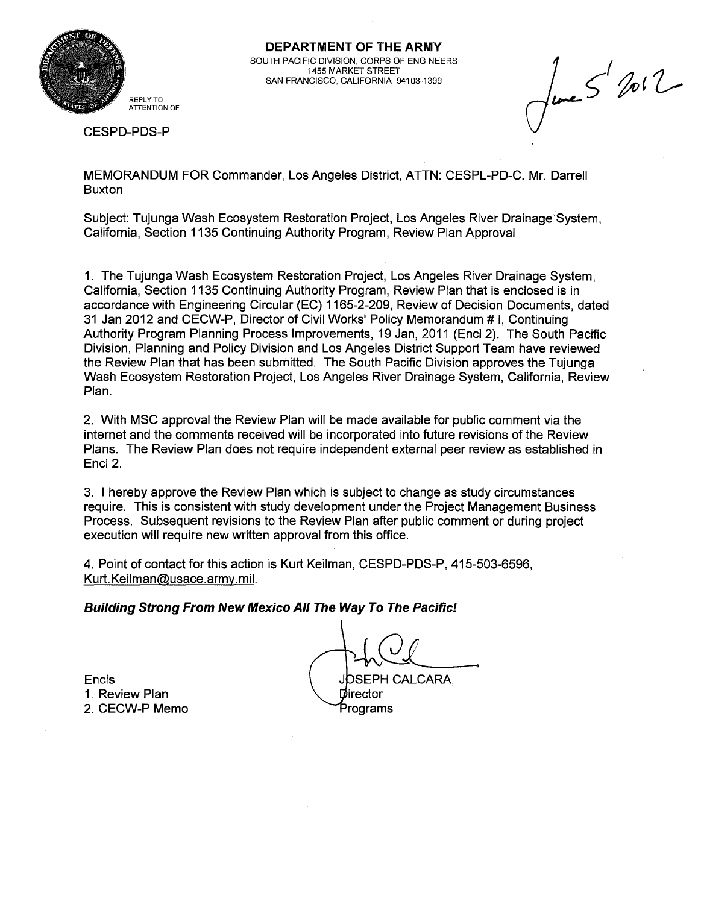**DEPARTMENT OF THE ARMY**
SOUTH PACIFIC DIVISION, CORPS OF ENGINEERS
1455 MARKET STREET
SAN FRANCISCO, CALIFORNIA 94103-1399

REPLY TO
ATTENTION OF

June 5 2012

CESPD-PDS-P

MEMORANDUM FOR Commander, Los Angeles District, ATTN: CESPL-PD-C. Mr. Darrell Buxton

Subject: Tujunga Wash Ecosystem Restoration Project, Los Angeles River Drainage System, California, Section 1135 Continuing Authority Program, Review Plan Approval

1. The Tujunga Wash Ecosystem Restoration Project, Los Angeles River Drainage System, California, Section 1135 Continuing Authority Program, Review Plan that is enclosed is in accordance with Engineering Circular (EC) 1165-2-209, Review of Decision Documents, dated 31 Jan 2012 and CECW-P, Director of Civil Works' Policy Memorandum # I, Continuing Authority Program Planning Process Improvements, 19 Jan, 2011 (Encl 2). The South Pacific Division, Planning and Policy Division and Los Angeles District Support Team have reviewed the Review Plan that has been submitted. The South Pacific Division approves the Tujunga Wash Ecosystem Restoration Project, Los Angeles River Drainage System, California, Review Plan.

2. With MSC approval the Review Plan will be made available for public comment via the internet and the comments received will be incorporated into future revisions of the Review Plans. The Review Plan does not require independent external peer review as established in Encl 2.

3. I hereby approve the Review Plan which is subject to change as study circumstances require. This is consistent with study development under the Project Management Business Process. Subsequent revisions to the Review Plan after public comment or during project execution will require new written approval from this office.

4. Point of contact for this action is Kurt Keilman, CESPD-PDS-P, 415-503-6596, Kurt.Keilman@usace.army.mil.

***Building Strong From New Mexico All The Way To The Pacific!***

Encls
1. Review Plan
2. CECW-P Memo

JOSEPH CALCARA
Director
Programs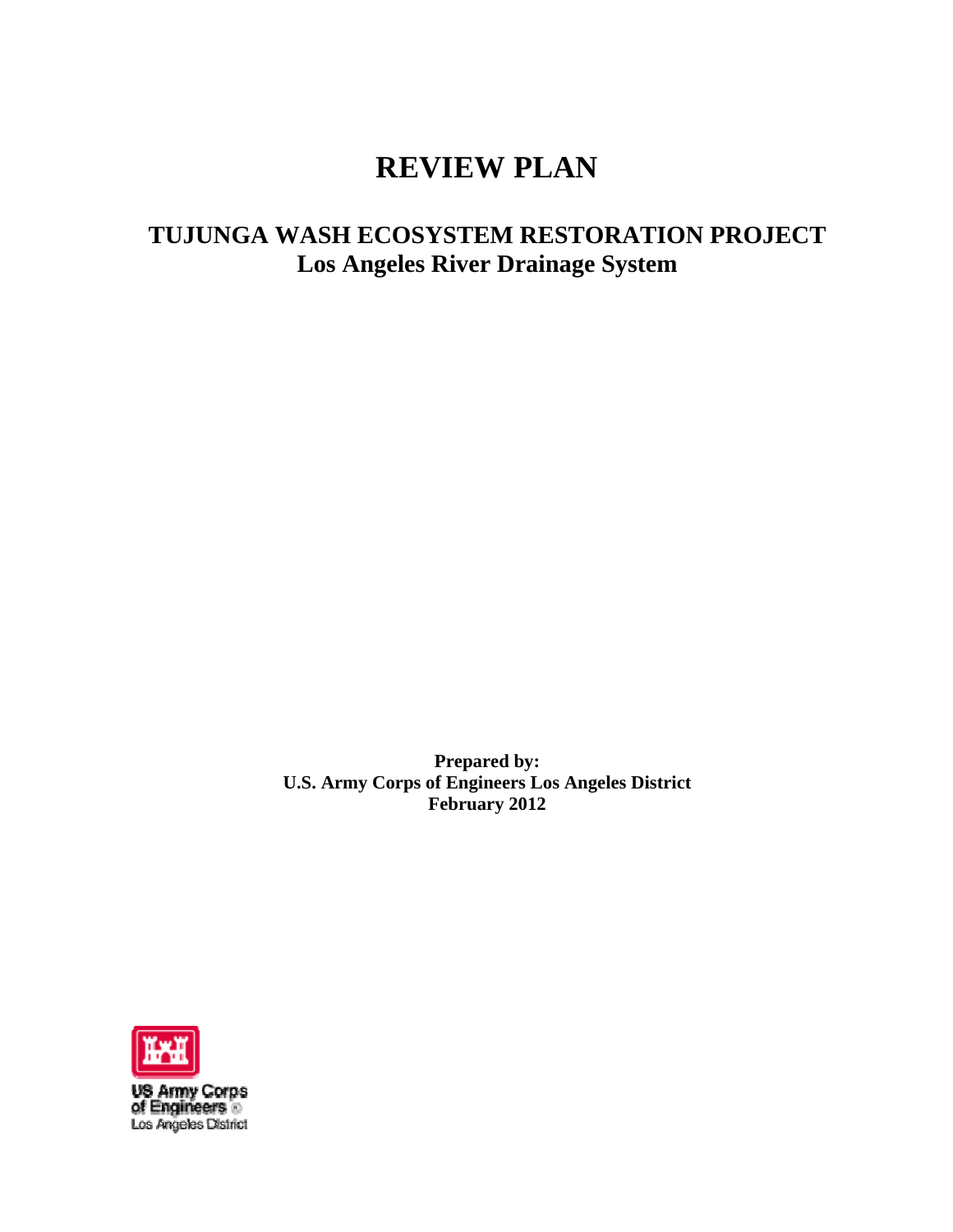# REVIEW PLAN

## TUJUNGA WASH ECOSYSTEM RESTORATION PROJECT
## Los Angeles River Drainage System

**Prepared by:**
**U.S. Army Corps of Engineers Los Angeles District**
**February 2012**

US Army Corps of Engineers
Los Angeles District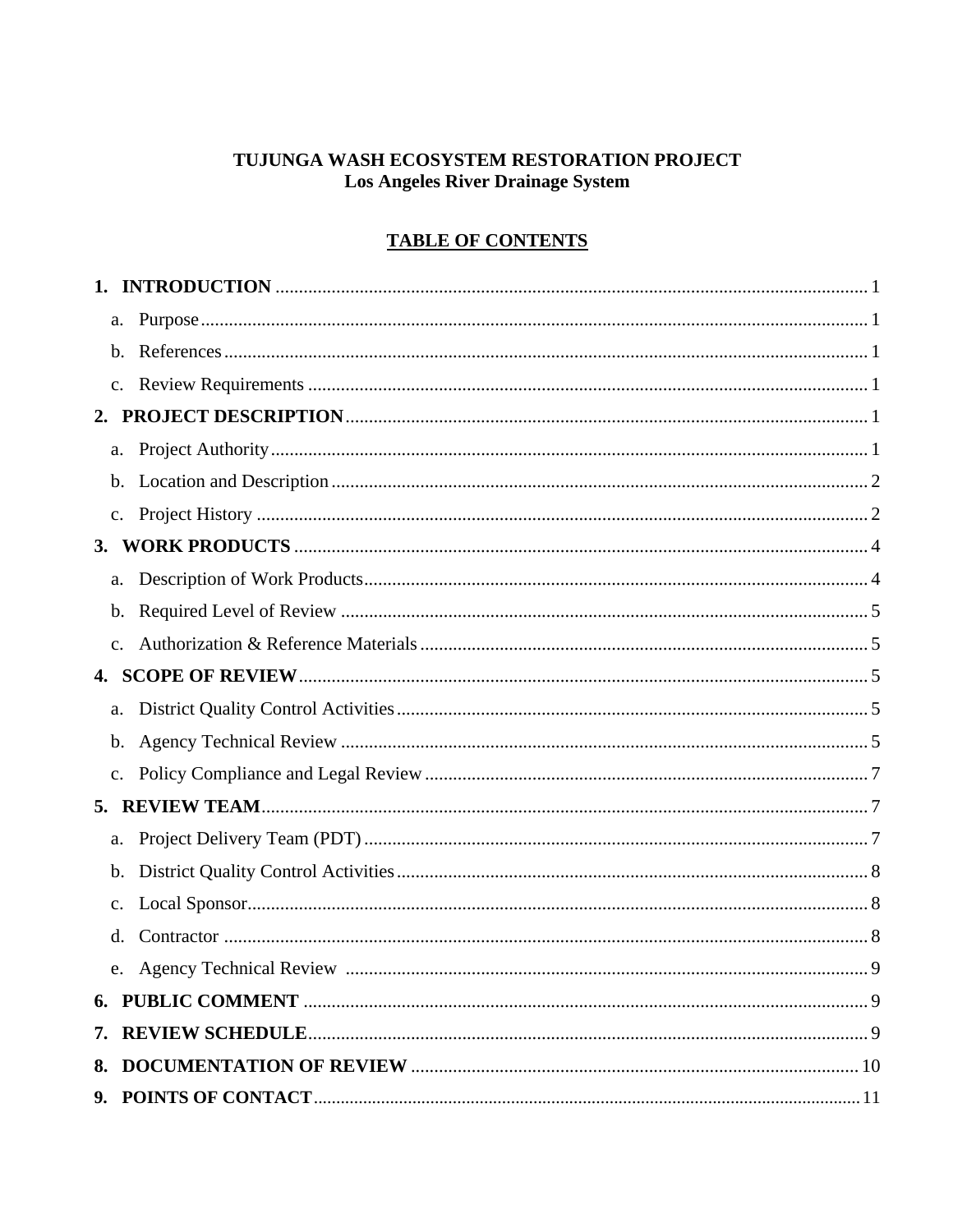**TUJUNGA WASH ECOSYSTEM RESTORATION PROJECT**
**Los Angeles River Drainage System**

## TABLE OF CONTENTS

**1. INTRODUCTION** .......... 1

- a. Purpose .......... 1
- b. References .......... 1
- c. Review Requirements .......... 1

**2. PROJECT DESCRIPTION** .......... 1

- a. Project Authority .......... 1
- b. Location and Description .......... 2
- c. Project History .......... 2

**3. WORK PRODUCTS** .......... 4

- a. Description of Work Products .......... 4
- b. Required Level of Review .......... 5
- c. Authorization & Reference Materials .......... 5

**4. SCOPE OF REVIEW** .......... 5

- a. District Quality Control Activities .......... 5
- b. Agency Technical Review .......... 5
- c. Policy Compliance and Legal Review .......... 7

**5. REVIEW TEAM** .......... 7

- a. Project Delivery Team (PDT) .......... 7
- b. District Quality Control Activities .......... 8
- c. Local Sponsor .......... 8
- d. Contractor .......... 8
- e. Agency Technical Review .......... 9

**6. PUBLIC COMMENT** .......... 9

**7. REVIEW SCHEDULE** .......... 9

**8. DOCUMENTATION OF REVIEW** .......... 10

**9. POINTS OF CONTACT** .......... 11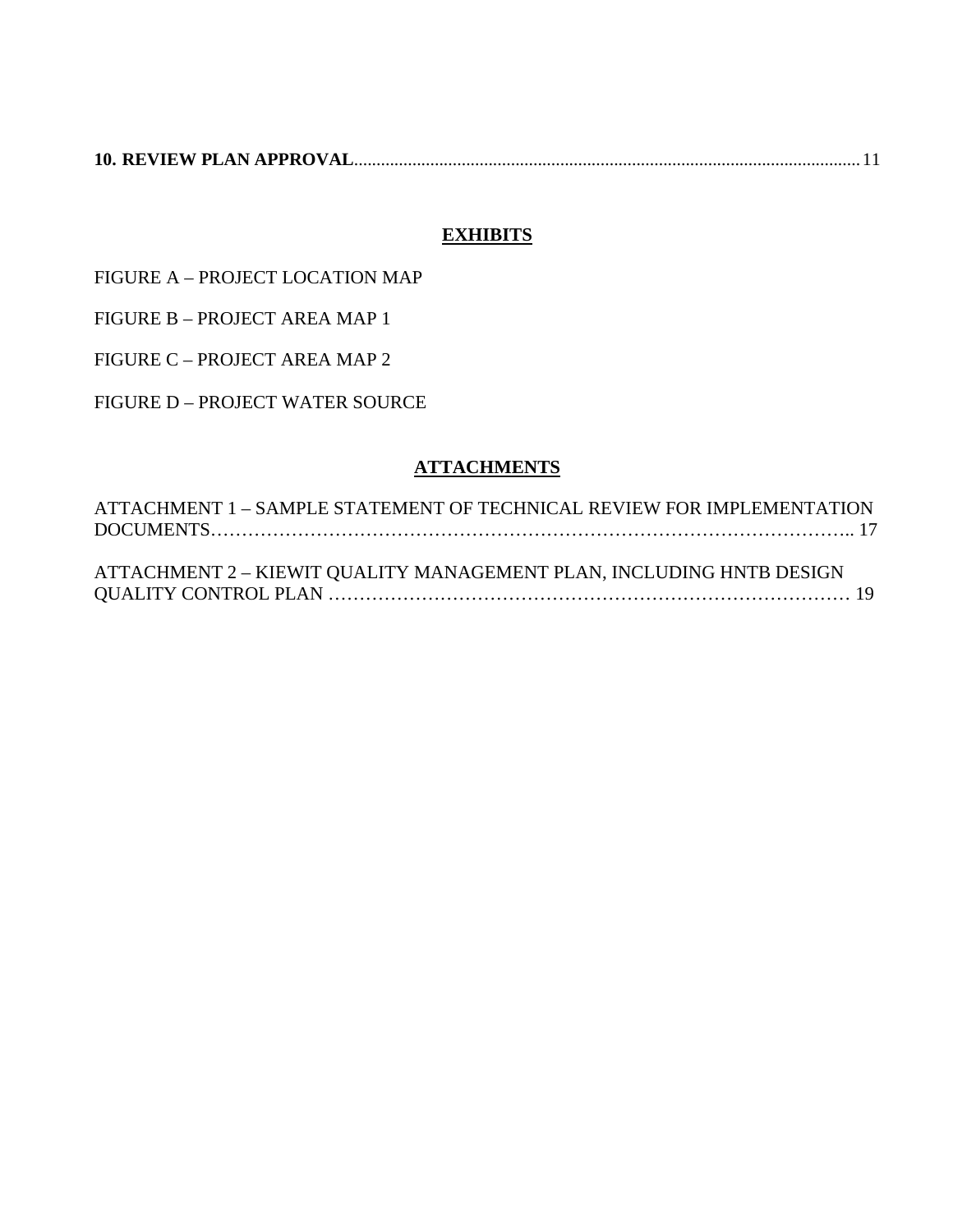**10. REVIEW PLAN APPROVAL**............................................................................................................... 11

## EXHIBITS

FIGURE A – PROJECT LOCATION MAP

FIGURE B – PROJECT AREA MAP 1

FIGURE C – PROJECT AREA MAP 2

FIGURE D – PROJECT WATER SOURCE

## ATTACHMENTS

ATTACHMENT 1 – SAMPLE STATEMENT OF TECHNICAL REVIEW FOR IMPLEMENTATION DOCUMENTS……………………………………………………………………………………….. 17

ATTACHMENT 2 – KIEWIT QUALITY MANAGEMENT PLAN, INCLUDING HNTB DESIGN QUALITY CONTROL PLAN ………………………………………………………………………… 19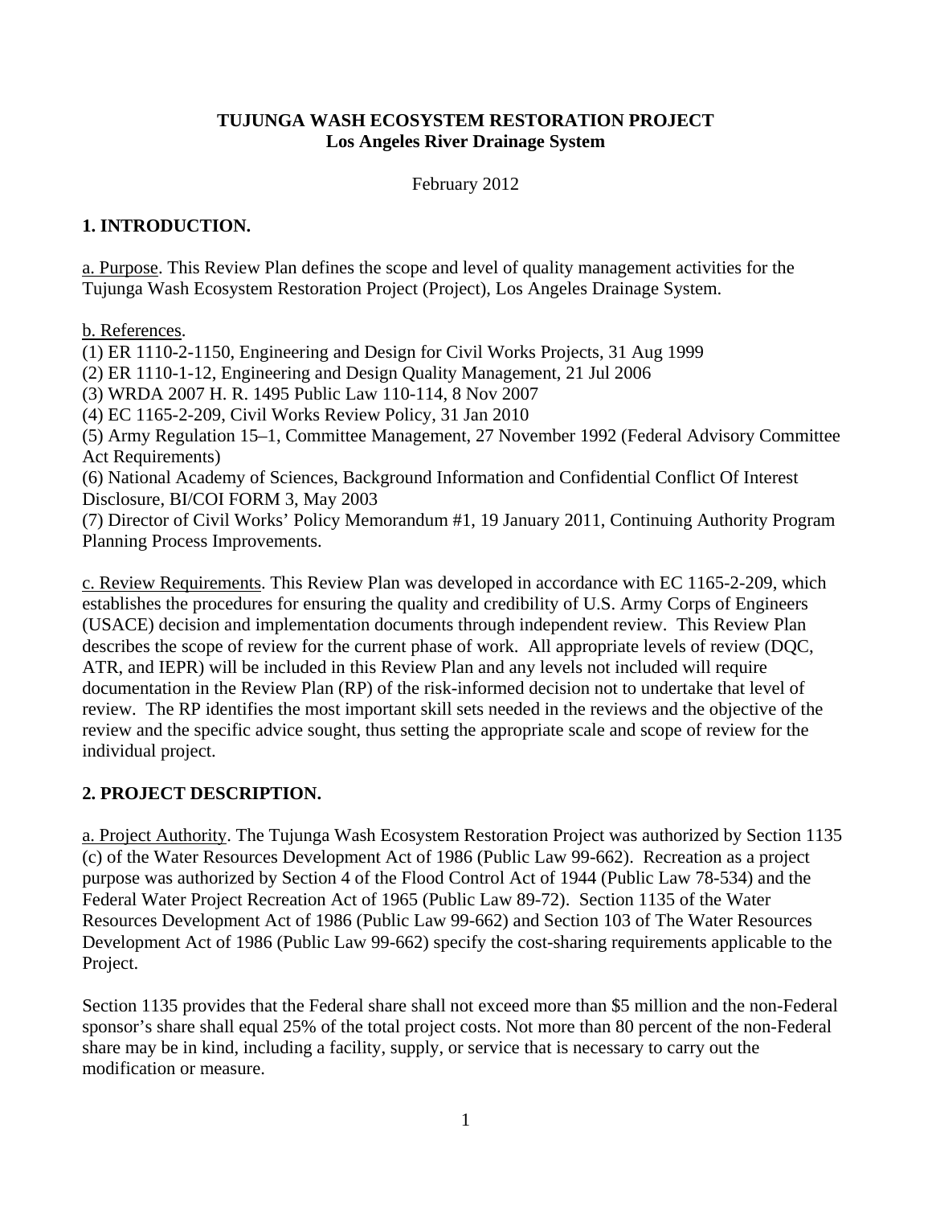**TUJUNGA WASH ECOSYSTEM RESTORATION PROJECT**
**Los Angeles River Drainage System**

February 2012

## 1. INTRODUCTION.

a. Purpose. This Review Plan defines the scope and level of quality management activities for the Tujunga Wash Ecosystem Restoration Project (Project), Los Angeles Drainage System.

b. References.
(1) ER 1110-2-1150, Engineering and Design for Civil Works Projects, 31 Aug 1999
(2) ER 1110-1-12, Engineering and Design Quality Management, 21 Jul 2006
(3) WRDA 2007 H. R. 1495 Public Law 110-114, 8 Nov 2007
(4) EC 1165-2-209, Civil Works Review Policy, 31 Jan 2010
(5) Army Regulation 15–1, Committee Management, 27 November 1992 (Federal Advisory Committee Act Requirements)
(6) National Academy of Sciences, Background Information and Confidential Conflict Of Interest Disclosure, BI/COI FORM 3, May 2003
(7) Director of Civil Works' Policy Memorandum #1, 19 January 2011, Continuing Authority Program Planning Process Improvements.

c. Review Requirements. This Review Plan was developed in accordance with EC 1165-2-209, which establishes the procedures for ensuring the quality and credibility of U.S. Army Corps of Engineers (USACE) decision and implementation documents through independent review. This Review Plan describes the scope of review for the current phase of work. All appropriate levels of review (DQC, ATR, and IEPR) will be included in this Review Plan and any levels not included will require documentation in the Review Plan (RP) of the risk-informed decision not to undertake that level of review. The RP identifies the most important skill sets needed in the reviews and the objective of the review and the specific advice sought, thus setting the appropriate scale and scope of review for the individual project.

## 2. PROJECT DESCRIPTION.

a. Project Authority. The Tujunga Wash Ecosystem Restoration Project was authorized by Section 1135 (c) of the Water Resources Development Act of 1986 (Public Law 99-662). Recreation as a project purpose was authorized by Section 4 of the Flood Control Act of 1944 (Public Law 78-534) and the Federal Water Project Recreation Act of 1965 (Public Law 89-72). Section 1135 of the Water Resources Development Act of 1986 (Public Law 99-662) and Section 103 of The Water Resources Development Act of 1986 (Public Law 99-662) specify the cost-sharing requirements applicable to the Project.

Section 1135 provides that the Federal share shall not exceed more than $5 million and the non-Federal sponsor's share shall equal 25% of the total project costs. Not more than 80 percent of the non-Federal share may be in kind, including a facility, supply, or service that is necessary to carry out the modification or measure.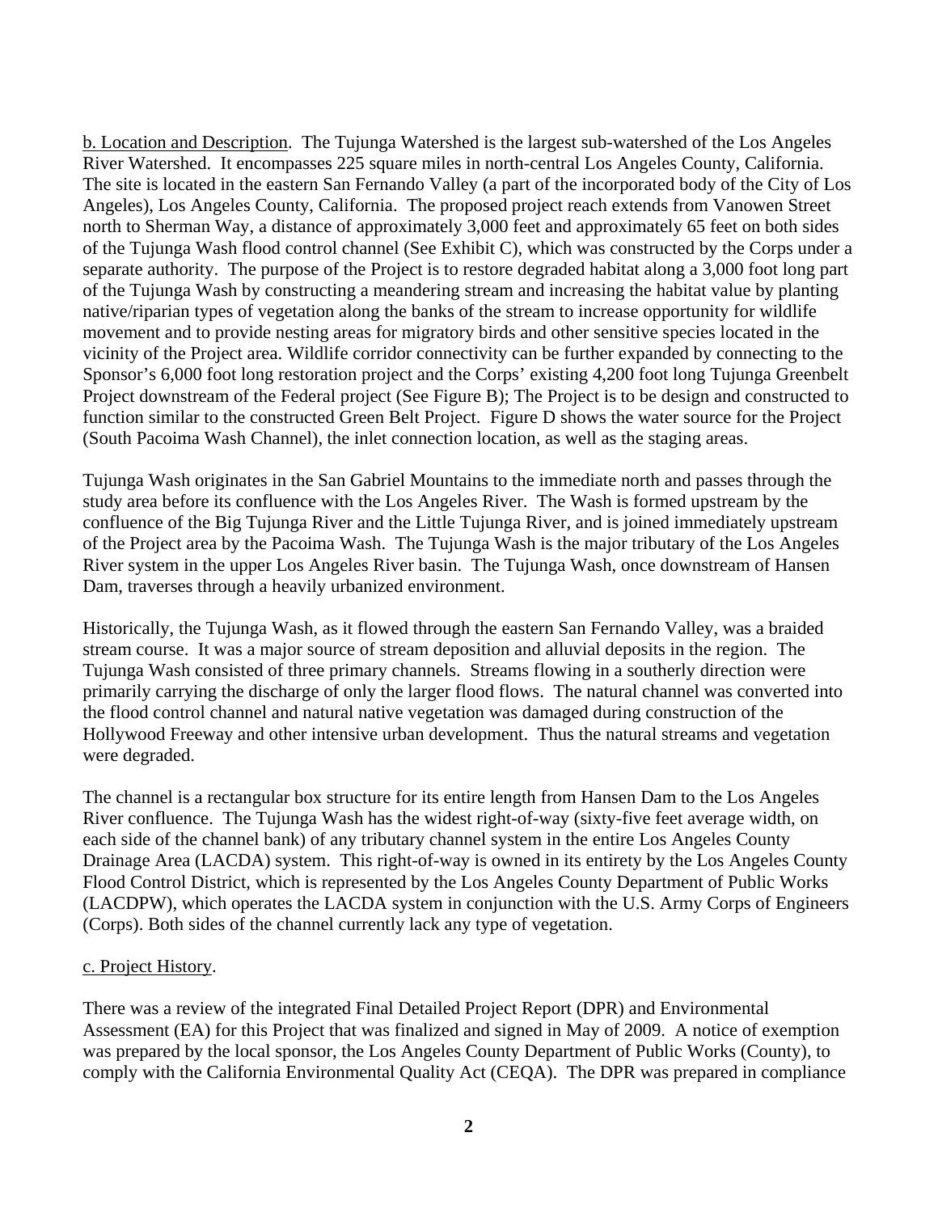<u>b. Location and Description</u>. The Tujunga Watershed is the largest sub-watershed of the Los Angeles River Watershed. It encompasses 225 square miles in north-central Los Angeles County, California. The site is located in the eastern San Fernando Valley (a part of the incorporated body of the City of Los Angeles), Los Angeles County, California. The proposed project reach extends from Vanowen Street north to Sherman Way, a distance of approximately 3,000 feet and approximately 65 feet on both sides of the Tujunga Wash flood control channel (See Exhibit C), which was constructed by the Corps under a separate authority. The purpose of the Project is to restore degraded habitat along a 3,000 foot long part of the Tujunga Wash by constructing a meandering stream and increasing the habitat value by planting native/riparian types of vegetation along the banks of the stream to increase opportunity for wildlife movement and to provide nesting areas for migratory birds and other sensitive species located in the vicinity of the Project area. Wildlife corridor connectivity can be further expanded by connecting to the Sponsor's 6,000 foot long restoration project and the Corps' existing 4,200 foot long Tujunga Greenbelt Project downstream of the Federal project (See Figure B); The Project is to be design and constructed to function similar to the constructed Green Belt Project. Figure D shows the water source for the Project (South Pacoima Wash Channel), the inlet connection location, as well as the staging areas.

Tujunga Wash originates in the San Gabriel Mountains to the immediate north and passes through the study area before its confluence with the Los Angeles River. The Wash is formed upstream by the confluence of the Big Tujunga River and the Little Tujunga River, and is joined immediately upstream of the Project area by the Pacoima Wash. The Tujunga Wash is the major tributary of the Los Angeles River system in the upper Los Angeles River basin. The Tujunga Wash, once downstream of Hansen Dam, traverses through a heavily urbanized environment.

Historically, the Tujunga Wash, as it flowed through the eastern San Fernando Valley, was a braided stream course. It was a major source of stream deposition and alluvial deposits in the region. The Tujunga Wash consisted of three primary channels. Streams flowing in a southerly direction were primarily carrying the discharge of only the larger flood flows. The natural channel was converted into the flood control channel and natural native vegetation was damaged during construction of the Hollywood Freeway and other intensive urban development. Thus the natural streams and vegetation were degraded.

The channel is a rectangular box structure for its entire length from Hansen Dam to the Los Angeles River confluence. The Tujunga Wash has the widest right-of-way (sixty-five feet average width, on each side of the channel bank) of any tributary channel system in the entire Los Angeles County Drainage Area (LACDA) system. This right-of-way is owned in its entirety by the Los Angeles County Flood Control District, which is represented by the Los Angeles County Department of Public Works (LACDPW), which operates the LACDA system in conjunction with the U.S. Army Corps of Engineers (Corps). Both sides of the channel currently lack any type of vegetation.

<u>c. Project History</u>.

There was a review of the integrated Final Detailed Project Report (DPR) and Environmental Assessment (EA) for this Project that was finalized and signed in May of 2009. A notice of exemption was prepared by the local sponsor, the Los Angeles County Department of Public Works (County), to comply with the California Environmental Quality Act (CEQA). The DPR was prepared in compliance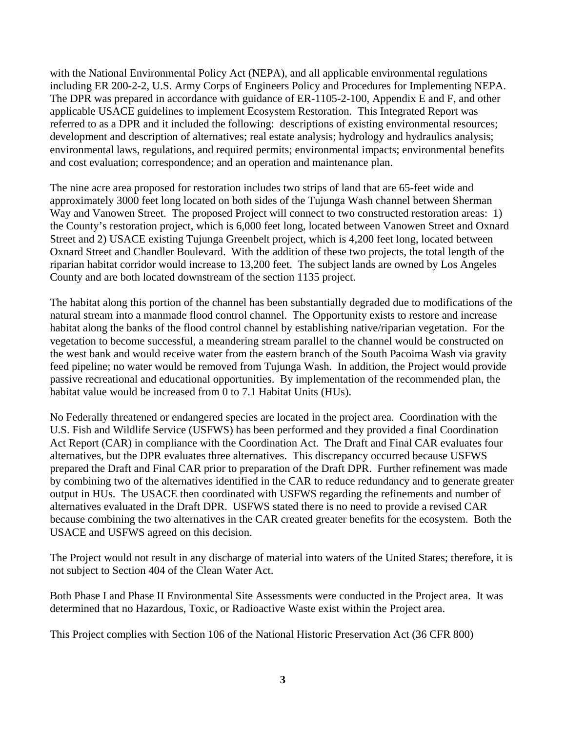with the National Environmental Policy Act (NEPA), and all applicable environmental regulations including ER 200-2-2, U.S. Army Corps of Engineers Policy and Procedures for Implementing NEPA. The DPR was prepared in accordance with guidance of ER-1105-2-100, Appendix E and F, and other applicable USACE guidelines to implement Ecosystem Restoration. This Integrated Report was referred to as a DPR and it included the following: descriptions of existing environmental resources; development and description of alternatives; real estate analysis; hydrology and hydraulics analysis; environmental laws, regulations, and required permits; environmental impacts; environmental benefits and cost evaluation; correspondence; and an operation and maintenance plan.

The nine acre area proposed for restoration includes two strips of land that are 65-feet wide and approximately 3000 feet long located on both sides of the Tujunga Wash channel between Sherman Way and Vanowen Street. The proposed Project will connect to two constructed restoration areas: 1) the County's restoration project, which is 6,000 feet long, located between Vanowen Street and Oxnard Street and 2) USACE existing Tujunga Greenbelt project, which is 4,200 feet long, located between Oxnard Street and Chandler Boulevard. With the addition of these two projects, the total length of the riparian habitat corridor would increase to 13,200 feet. The subject lands are owned by Los Angeles County and are both located downstream of the section 1135 project.

The habitat along this portion of the channel has been substantially degraded due to modifications of the natural stream into a manmade flood control channel. The Opportunity exists to restore and increase habitat along the banks of the flood control channel by establishing native/riparian vegetation. For the vegetation to become successful, a meandering stream parallel to the channel would be constructed on the west bank and would receive water from the eastern branch of the South Pacoima Wash via gravity feed pipeline; no water would be removed from Tujunga Wash. In addition, the Project would provide passive recreational and educational opportunities. By implementation of the recommended plan, the habitat value would be increased from 0 to 7.1 Habitat Units (HUs).

No Federally threatened or endangered species are located in the project area. Coordination with the U.S. Fish and Wildlife Service (USFWS) has been performed and they provided a final Coordination Act Report (CAR) in compliance with the Coordination Act. The Draft and Final CAR evaluates four alternatives, but the DPR evaluates three alternatives. This discrepancy occurred because USFWS prepared the Draft and Final CAR prior to preparation of the Draft DPR. Further refinement was made by combining two of the alternatives identified in the CAR to reduce redundancy and to generate greater output in HUs. The USACE then coordinated with USFWS regarding the refinements and number of alternatives evaluated in the Draft DPR. USFWS stated there is no need to provide a revised CAR because combining the two alternatives in the CAR created greater benefits for the ecosystem. Both the USACE and USFWS agreed on this decision.

The Project would not result in any discharge of material into waters of the United States; therefore, it is not subject to Section 404 of the Clean Water Act.

Both Phase I and Phase II Environmental Site Assessments were conducted in the Project area. It was determined that no Hazardous, Toxic, or Radioactive Waste exist within the Project area.

This Project complies with Section 106 of the National Historic Preservation Act (36 CFR 800)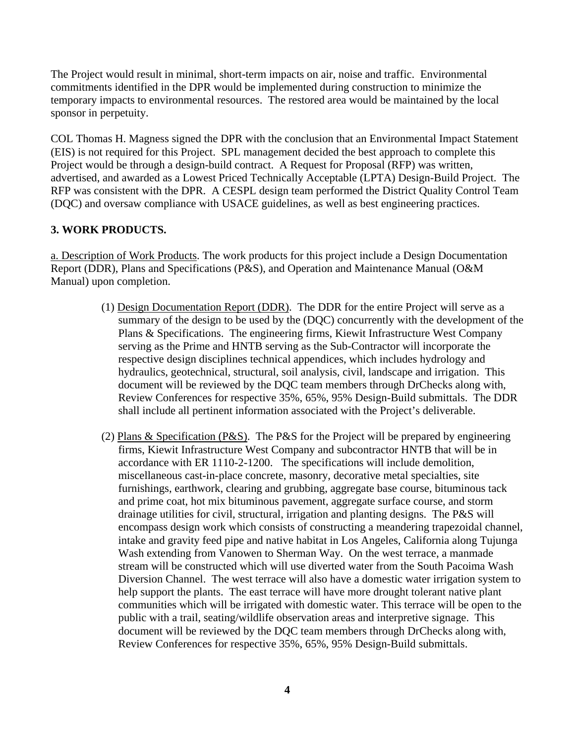The Project would result in minimal, short-term impacts on air, noise and traffic. Environmental commitments identified in the DPR would be implemented during construction to minimize the temporary impacts to environmental resources. The restored area would be maintained by the local sponsor in perpetuity.

COL Thomas H. Magness signed the DPR with the conclusion that an Environmental Impact Statement (EIS) is not required for this Project. SPL management decided the best approach to complete this Project would be through a design-build contract. A Request for Proposal (RFP) was written, advertised, and awarded as a Lowest Priced Technically Acceptable (LPTA) Design-Build Project. The RFP was consistent with the DPR. A CESPL design team performed the District Quality Control Team (DQC) and oversaw compliance with USACE guidelines, as well as best engineering practices.

## 3. WORK PRODUCTS.

a. Description of Work Products. The work products for this project include a Design Documentation Report (DDR), Plans and Specifications (P&S), and Operation and Maintenance Manual (O&M Manual) upon completion.

(1) Design Documentation Report (DDR). The DDR for the entire Project will serve as a summary of the design to be used by the (DQC) concurrently with the development of the Plans & Specifications. The engineering firms, Kiewit Infrastructure West Company serving as the Prime and HNTB serving as the Sub-Contractor will incorporate the respective design disciplines technical appendices, which includes hydrology and hydraulics, geotechnical, structural, soil analysis, civil, landscape and irrigation. This document will be reviewed by the DQC team members through DrChecks along with, Review Conferences for respective 35%, 65%, 95% Design-Build submittals. The DDR shall include all pertinent information associated with the Project's deliverable.

(2) Plans & Specification (P&S). The P&S for the Project will be prepared by engineering firms, Kiewit Infrastructure West Company and subcontractor HNTB that will be in accordance with ER 1110-2-1200. The specifications will include demolition, miscellaneous cast-in-place concrete, masonry, decorative metal specialties, site furnishings, earthwork, clearing and grubbing, aggregate base course, bituminous tack and prime coat, hot mix bituminous pavement, aggregate surface course, and storm drainage utilities for civil, structural, irrigation and planting designs. The P&S will encompass design work which consists of constructing a meandering trapezoidal channel, intake and gravity feed pipe and native habitat in Los Angeles, California along Tujunga Wash extending from Vanowen to Sherman Way. On the west terrace, a manmade stream will be constructed which will use diverted water from the South Pacoima Wash Diversion Channel. The west terrace will also have a domestic water irrigation system to help support the plants. The east terrace will have more drought tolerant native plant communities which will be irrigated with domestic water. This terrace will be open to the public with a trail, seating/wildlife observation areas and interpretive signage. This document will be reviewed by the DQC team members through DrChecks along with, Review Conferences for respective 35%, 65%, 95% Design-Build submittals.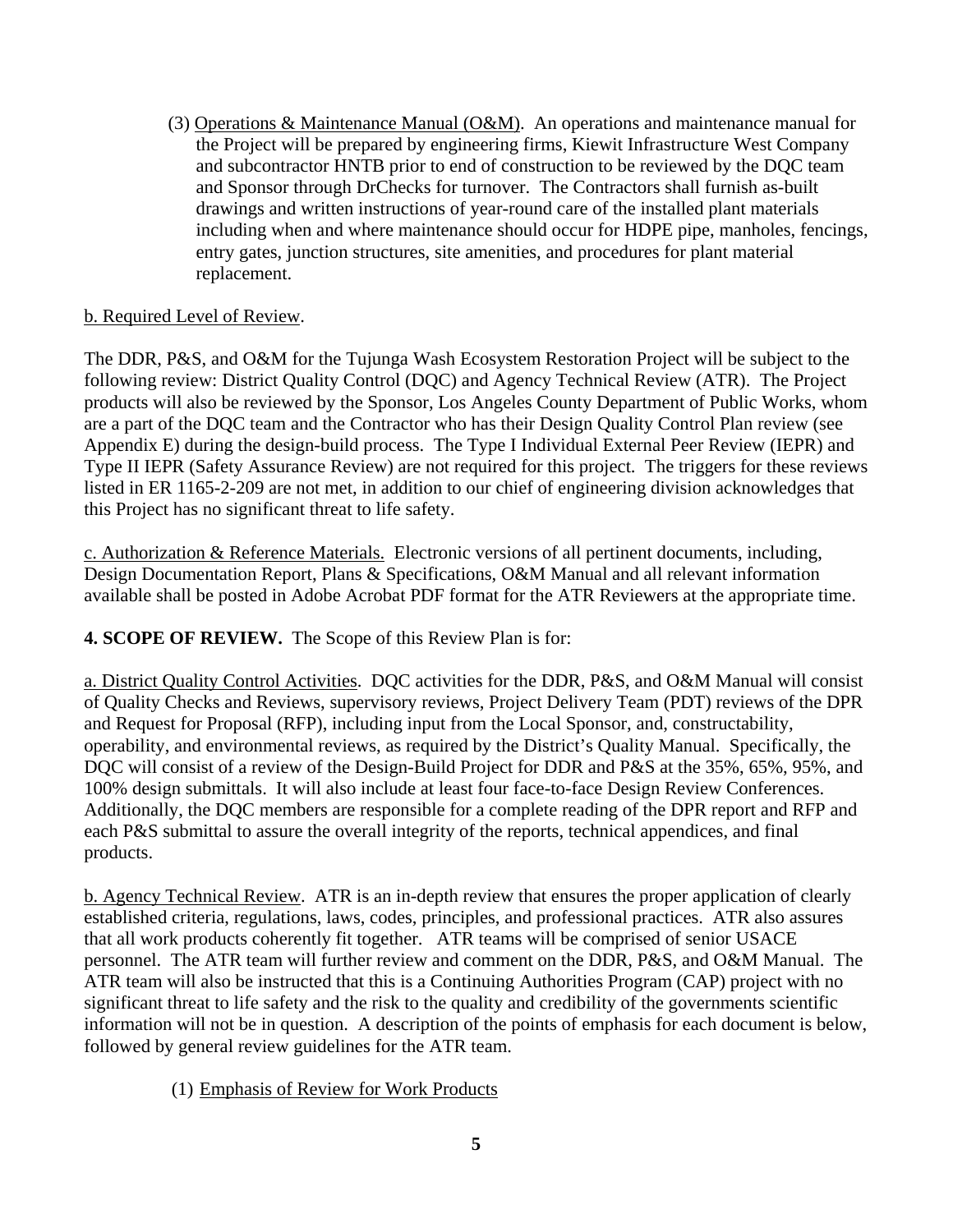(3) Operations & Maintenance Manual (O&M). An operations and maintenance manual for the Project will be prepared by engineering firms, Kiewit Infrastructure West Company and subcontractor HNTB prior to end of construction to be reviewed by the DQC team and Sponsor through DrChecks for turnover. The Contractors shall furnish as-built drawings and written instructions of year-round care of the installed plant materials including when and where maintenance should occur for HDPE pipe, manholes, fencings, entry gates, junction structures, site amenities, and procedures for plant material replacement.

b. Required Level of Review.

The DDR, P&S, and O&M for the Tujunga Wash Ecosystem Restoration Project will be subject to the following review: District Quality Control (DQC) and Agency Technical Review (ATR). The Project products will also be reviewed by the Sponsor, Los Angeles County Department of Public Works, whom are a part of the DQC team and the Contractor who has their Design Quality Control Plan review (see Appendix E) during the design-build process. The Type I Individual External Peer Review (IEPR) and Type II IEPR (Safety Assurance Review) are not required for this project. The triggers for these reviews listed in ER 1165-2-209 are not met, in addition to our chief of engineering division acknowledges that this Project has no significant threat to life safety.

c. Authorization & Reference Materials. Electronic versions of all pertinent documents, including, Design Documentation Report, Plans & Specifications, O&M Manual and all relevant information available shall be posted in Adobe Acrobat PDF format for the ATR Reviewers at the appropriate time.

**4. SCOPE OF REVIEW.** The Scope of this Review Plan is for:

a. District Quality Control Activities. DQC activities for the DDR, P&S, and O&M Manual will consist of Quality Checks and Reviews, supervisory reviews, Project Delivery Team (PDT) reviews of the DPR and Request for Proposal (RFP), including input from the Local Sponsor, and, constructability, operability, and environmental reviews, as required by the District's Quality Manual. Specifically, the DQC will consist of a review of the Design-Build Project for DDR and P&S at the 35%, 65%, 95%, and 100% design submittals. It will also include at least four face-to-face Design Review Conferences. Additionally, the DQC members are responsible for a complete reading of the DPR report and RFP and each P&S submittal to assure the overall integrity of the reports, technical appendices, and final products.

b. Agency Technical Review. ATR is an in-depth review that ensures the proper application of clearly established criteria, regulations, laws, codes, principles, and professional practices. ATR also assures that all work products coherently fit together. ATR teams will be comprised of senior USACE personnel. The ATR team will further review and comment on the DDR, P&S, and O&M Manual. The ATR team will also be instructed that this is a Continuing Authorities Program (CAP) project with no significant threat to life safety and the risk to the quality and credibility of the governments scientific information will not be in question. A description of the points of emphasis for each document is below, followed by general review guidelines for the ATR team.

(1) Emphasis of Review for Work Products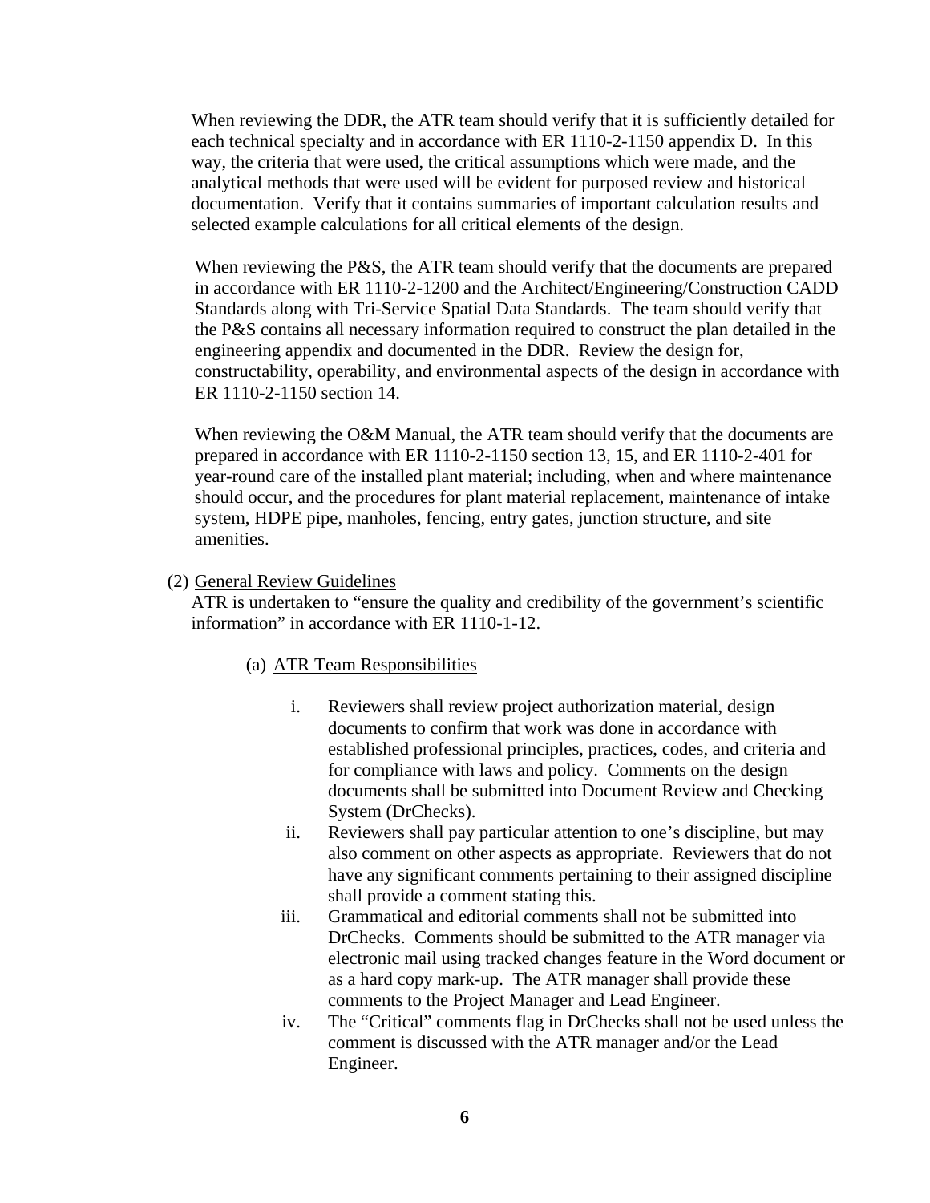When reviewing the DDR, the ATR team should verify that it is sufficiently detailed for each technical specialty and in accordance with ER 1110-2-1150 appendix D. In this way, the criteria that were used, the critical assumptions which were made, and the analytical methods that were used will be evident for purposed review and historical documentation. Verify that it contains summaries of important calculation results and selected example calculations for all critical elements of the design.

When reviewing the P&S, the ATR team should verify that the documents are prepared in accordance with ER 1110-2-1200 and the Architect/Engineering/Construction CADD Standards along with Tri-Service Spatial Data Standards. The team should verify that the P&S contains all necessary information required to construct the plan detailed in the engineering appendix and documented in the DDR. Review the design for, constructability, operability, and environmental aspects of the design in accordance with ER 1110-2-1150 section 14.

When reviewing the O&M Manual, the ATR team should verify that the documents are prepared in accordance with ER 1110-2-1150 section 13, 15, and ER 1110-2-401 for year-round care of the installed plant material; including, when and where maintenance should occur, and the procedures for plant material replacement, maintenance of intake system, HDPE pipe, manholes, fencing, entry gates, junction structure, and site amenities.

(2) <u>General Review Guidelines</u>

ATR is undertaken to "ensure the quality and credibility of the government's scientific information" in accordance with ER 1110-1-12.

(a) <u>ATR Team Responsibilities</u>

i. Reviewers shall review project authorization material, design documents to confirm that work was done in accordance with established professional principles, practices, codes, and criteria and for compliance with laws and policy. Comments on the design documents shall be submitted into Document Review and Checking System (DrChecks).

ii. Reviewers shall pay particular attention to one's discipline, but may also comment on other aspects as appropriate. Reviewers that do not have any significant comments pertaining to their assigned discipline shall provide a comment stating this.

iii. Grammatical and editorial comments shall not be submitted into DrChecks. Comments should be submitted to the ATR manager via electronic mail using tracked changes feature in the Word document or as a hard copy mark-up. The ATR manager shall provide these comments to the Project Manager and Lead Engineer.

iv. The "Critical" comments flag in DrChecks shall not be used unless the comment is discussed with the ATR manager and/or the Lead Engineer.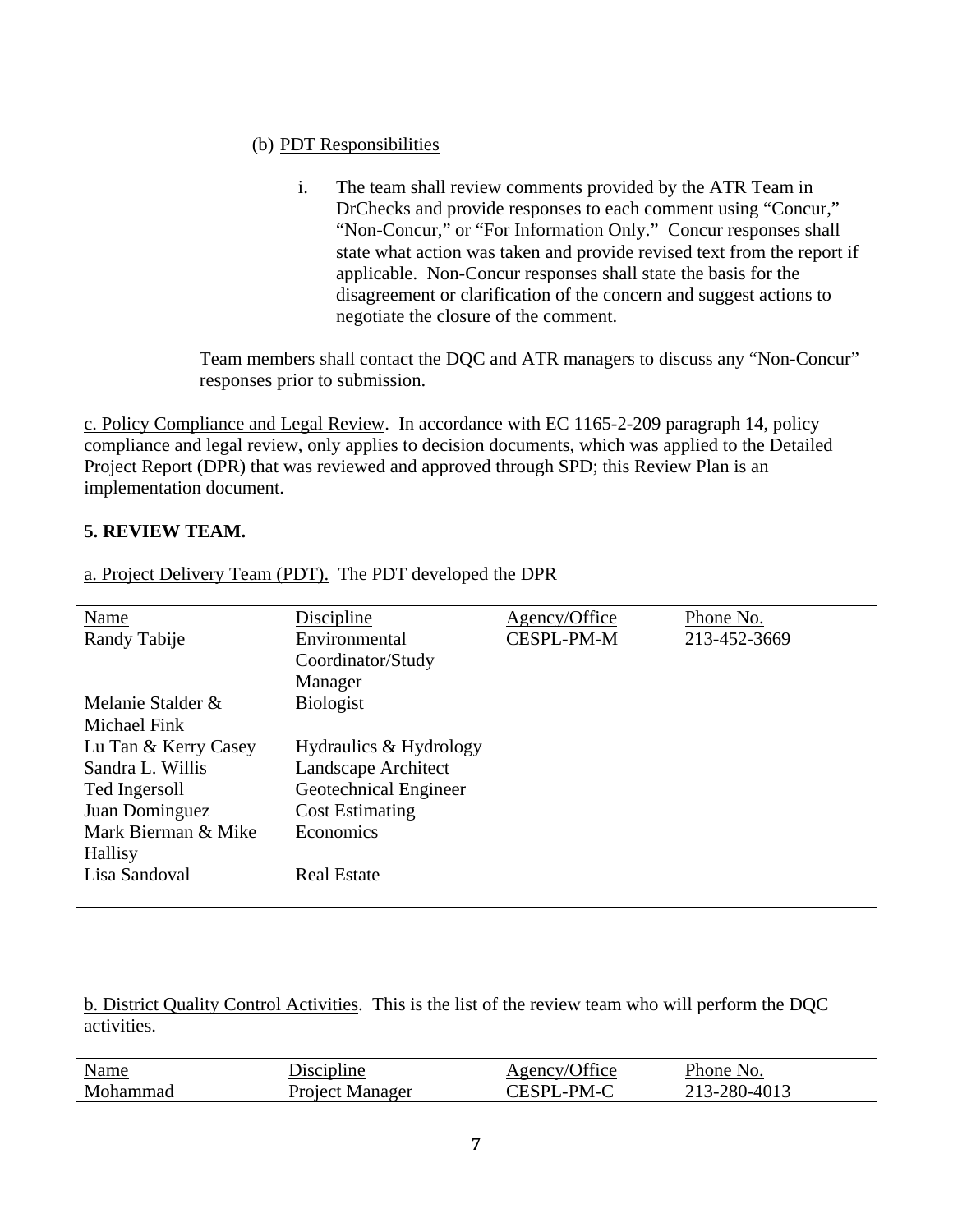(b) PDT Responsibilities

i. The team shall review comments provided by the ATR Team in DrChecks and provide responses to each comment using "Concur," "Non-Concur," or "For Information Only." Concur responses shall state what action was taken and provide revised text from the report if applicable. Non-Concur responses shall state the basis for the disagreement or clarification of the concern and suggest actions to negotiate the closure of the comment.

Team members shall contact the DQC and ATR managers to discuss any "Non-Concur" responses prior to submission.

c. Policy Compliance and Legal Review. In accordance with EC 1165-2-209 paragraph 14, policy compliance and legal review, only applies to decision documents, which was applied to the Detailed Project Report (DPR) that was reviewed and approved through SPD; this Review Plan is an implementation document.

**5. REVIEW TEAM.**

a. Project Delivery Team (PDT). The PDT developed the DPR

| Name | Discipline | Agency/Office | Phone No. |
|---|---|---|---|
| Randy Tabije | Environmental Coordinator/Study Manager | CESPL-PM-M | 213-452-3669 |
| Melanie Stalder & Michael Fink | Biologist | | |
| Lu Tan & Kerry Casey | Hydraulics & Hydrology | | |
| Sandra L. Willis | Landscape Architect | | |
| Ted Ingersoll | Geotechnical Engineer | | |
| Juan Dominguez | Cost Estimating | | |
| Mark Bierman & Mike Hallisy | Economics | | |
| Lisa Sandoval | Real Estate | | |

b. District Quality Control Activities. This is the list of the review team who will perform the DQC activities.

| Name | Discipline | Agency/Office | Phone No. |
|---|---|---|---|
| Mohammad | Project Manager | CESPL-PM-C | 213-280-4013 |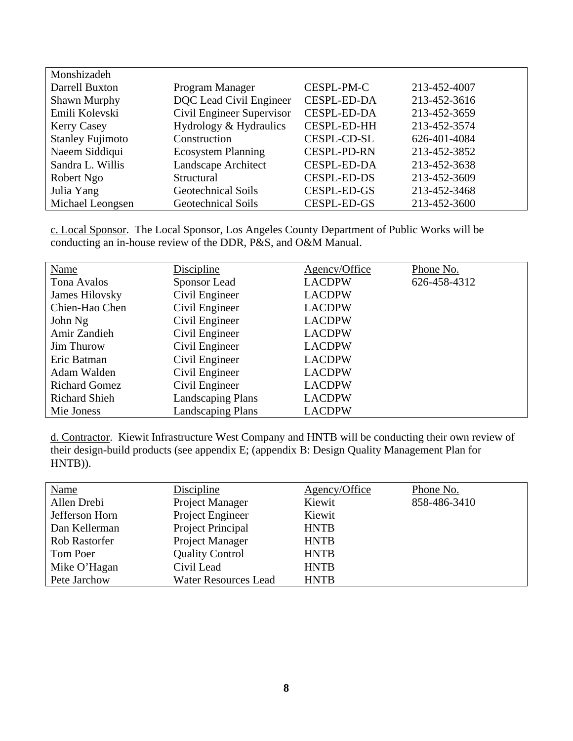| Monshizadeh | | | |
|---|---|---|---|
| Darrell Buxton | Program Manager | CESPL-PM-C | 213-452-4007 |
| Shawn Murphy | DQC Lead Civil Engineer | CESPL-ED-DA | 213-452-3616 |
| Emili Kolevski | Civil Engineer Supervisor | CESPL-ED-DA | 213-452-3659 |
| Kerry Casey | Hydrology & Hydraulics | CESPL-ED-HH | 213-452-3574 |
| Stanley Fujimoto | Construction | CESPL-CD-SL | 626-401-4084 |
| Naeem Siddiqui | Ecosystem Planning | CESPL-PD-RN | 213-452-3852 |
| Sandra L. Willis | Landscape Architect | CESPL-ED-DA | 213-452-3638 |
| Robert Ngo | Structural | CESPL-ED-DS | 213-452-3609 |
| Julia Yang | Geotechnical Soils | CESPL-ED-GS | 213-452-3468 |
| Michael Leongsen | Geotechnical Soils | CESPL-ED-GS | 213-452-3600 |

c. Local Sponsor. The Local Sponsor, Los Angeles County Department of Public Works will be conducting an in-house review of the DDR, P&S, and O&M Manual.

| Name | Discipline | Agency/Office | Phone No. |
|---|---|---|---|
| Tona Avalos | Sponsor Lead | LACDPW | 626-458-4312 |
| James Hilovsky | Civil Engineer | LACDPW | |
| Chien-Hao Chen | Civil Engineer | LACDPW | |
| John Ng | Civil Engineer | LACDPW | |
| Amir Zandieh | Civil Engineer | LACDPW | |
| Jim Thurow | Civil Engineer | LACDPW | |
| Eric Batman | Civil Engineer | LACDPW | |
| Adam Walden | Civil Engineer | LACDPW | |
| Richard Gomez | Civil Engineer | LACDPW | |
| Richard Shieh | Landscaping Plans | LACDPW | |
| Mie Joness | Landscaping Plans | LACDPW | |

d. Contractor. Kiewit Infrastructure West Company and HNTB will be conducting their own review of their design-build products (see appendix E; (appendix B: Design Quality Management Plan for HNTB)).

| Name | Discipline | Agency/Office | Phone No. |
|---|---|---|---|
| Allen Drebi | Project Manager | Kiewit | 858-486-3410 |
| Jefferson Horn | Project Engineer | Kiewit | |
| Dan Kellerman | Project Principal | HNTB | |
| Rob Rastorfer | Project Manager | HNTB | |
| Tom Poer | Quality Control | HNTB | |
| Mike O'Hagan | Civil Lead | HNTB | |
| Pete Jarchow | Water Resources Lead | HNTB | |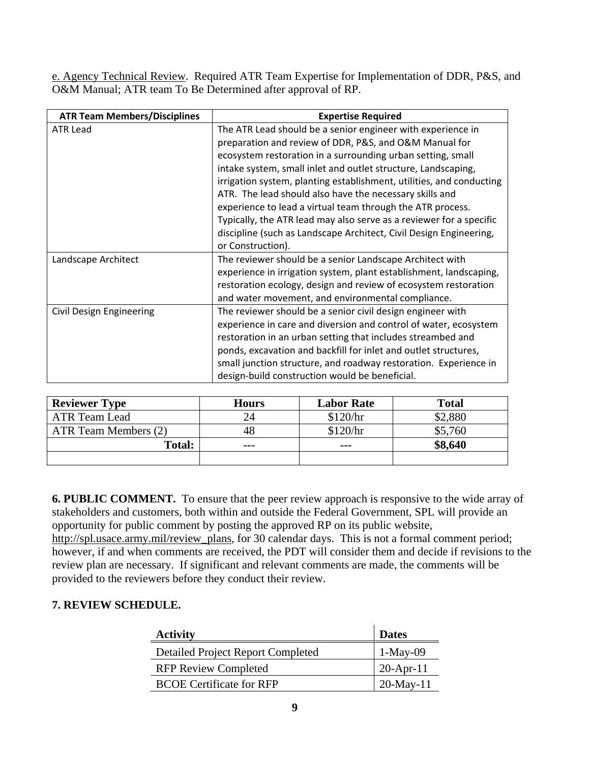e. Agency Technical Review. Required ATR Team Expertise for Implementation of DDR, P&S, and O&M Manual; ATR team To Be Determined after approval of RP.

| ATR Team Members/Disciplines | Expertise Required |
|---|---|
| ATR Lead | The ATR Lead should be a senior engineer with experience in preparation and review of DDR, P&S, and O&M Manual for ecosystem restoration in a surrounding urban setting, small intake system, small inlet and outlet structure, Landscaping, irrigation system, planting establishment, utilities, and conducting ATR. The lead should also have the necessary skills and experience to lead a virtual team through the ATR process. Typically, the ATR lead may also serve as a reviewer for a specific discipline (such as Landscape Architect, Civil Design Engineering, or Construction). |
| Landscape Architect | The reviewer should be a senior Landscape Architect with experience in irrigation system, plant establishment, landscaping, restoration ecology, design and review of ecosystem restoration and water movement, and environmental compliance. |
| Civil Design Engineering | The reviewer should be a senior civil design engineer with experience in care and diversion and control of water, ecosystem restoration in an urban setting that includes streambed and ponds, excavation and backfill for inlet and outlet structures, small junction structure, and roadway restoration. Experience in design-build construction would be beneficial. |

| Reviewer Type | Hours | Labor Rate | Total |
|---|---|---|---|
| ATR Team Lead | 24 | $120/hr | $2,880 |
| ATR Team Members (2) | 48 | $120/hr | $5,760 |
| **Total:** | --- | --- | **$8,640** |
| | | | |

**6. PUBLIC COMMENT.** To ensure that the peer review approach is responsive to the wide array of stakeholders and customers, both within and outside the Federal Government, SPL will provide an opportunity for public comment by posting the approved RP on its public website, http://spl.usace.army.mil/review_plans, for 30 calendar days. This is not a formal comment period; however, if and when comments are received, the PDT will consider them and decide if revisions to the review plan are necessary. If significant and relevant comments are made, the comments will be provided to the reviewers before they conduct their review.

**7. REVIEW SCHEDULE.**

| Activity | Dates |
|---|---|
| Detailed Project Report Completed | 1-May-09 |
| RFP Review Completed | 20-Apr-11 |
| BCOE Certificate for RFP | 20-May-11 |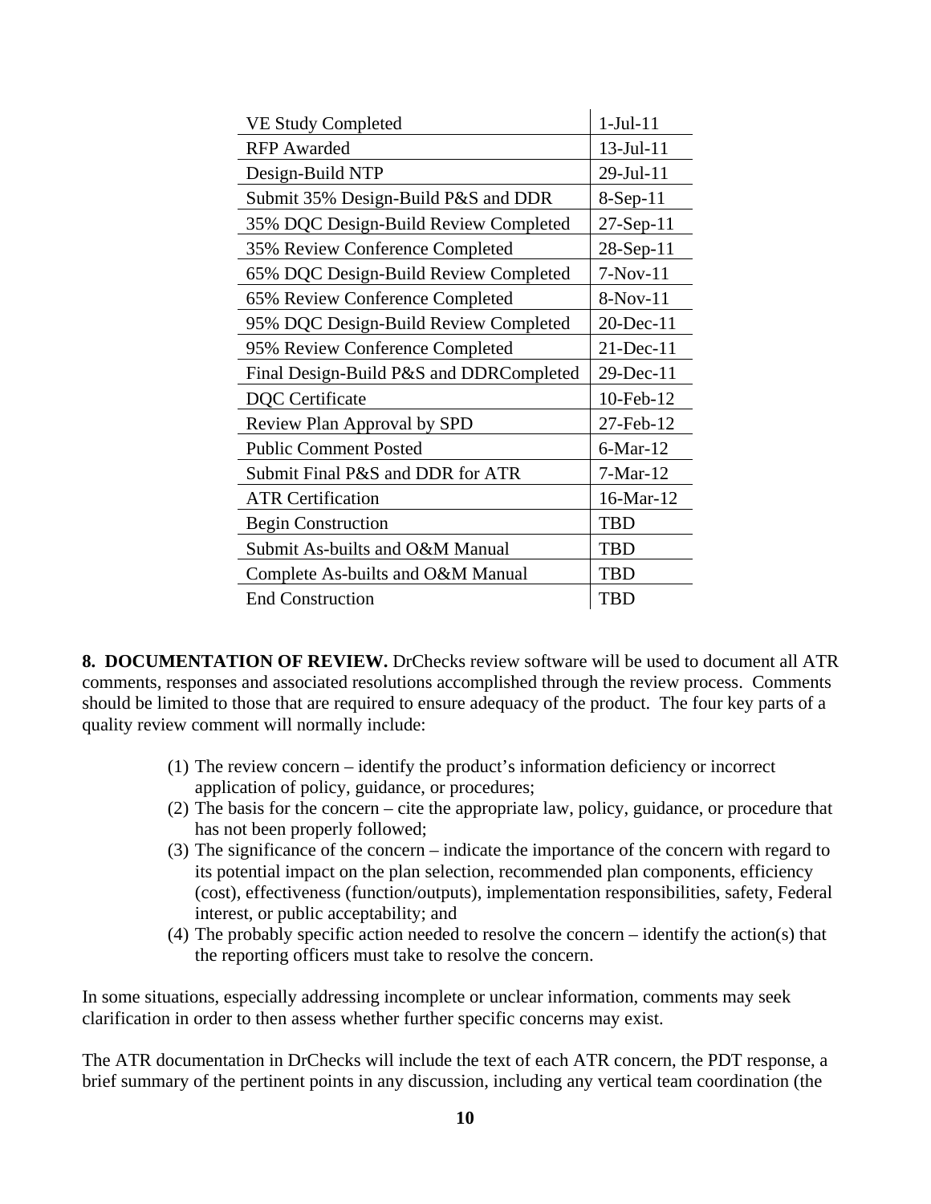| | |
|---|---|
| VE Study Completed | 1-Jul-11 |
| RFP Awarded | 13-Jul-11 |
| Design-Build NTP | 29-Jul-11 |
| Submit 35% Design-Build P&S and DDR | 8-Sep-11 |
| 35% DQC Design-Build Review Completed | 27-Sep-11 |
| 35% Review Conference Completed | 28-Sep-11 |
| 65% DQC Design-Build Review Completed | 7-Nov-11 |
| 65% Review Conference Completed | 8-Nov-11 |
| 95% DQC Design-Build Review Completed | 20-Dec-11 |
| 95% Review Conference Completed | 21-Dec-11 |
| Final Design-Build P&S and DDRCompleted | 29-Dec-11 |
| DQC Certificate | 10-Feb-12 |
| Review Plan Approval by SPD | 27-Feb-12 |
| Public Comment Posted | 6-Mar-12 |
| Submit Final P&S and DDR for ATR | 7-Mar-12 |
| ATR Certification | 16-Mar-12 |
| Begin Construction | TBD |
| Submit As-builts and O&M Manual | TBD |
| Complete As-builts and O&M Manual | TBD |
| End Construction | TBD |

**8. DOCUMENTATION OF REVIEW.** DrChecks review software will be used to document all ATR comments, responses and associated resolutions accomplished through the review process. Comments should be limited to those that are required to ensure adequacy of the product. The four key parts of a quality review comment will normally include:

(1) The review concern – identify the product's information deficiency or incorrect application of policy, guidance, or procedures;
(2) The basis for the concern – cite the appropriate law, policy, guidance, or procedure that has not been properly followed;
(3) The significance of the concern – indicate the importance of the concern with regard to its potential impact on the plan selection, recommended plan components, efficiency (cost), effectiveness (function/outputs), implementation responsibilities, safety, Federal interest, or public acceptability; and
(4) The probably specific action needed to resolve the concern – identify the action(s) that the reporting officers must take to resolve the concern.

In some situations, especially addressing incomplete or unclear information, comments may seek clarification in order to then assess whether further specific concerns may exist.

The ATR documentation in DrChecks will include the text of each ATR concern, the PDT response, a brief summary of the pertinent points in any discussion, including any vertical team coordination (the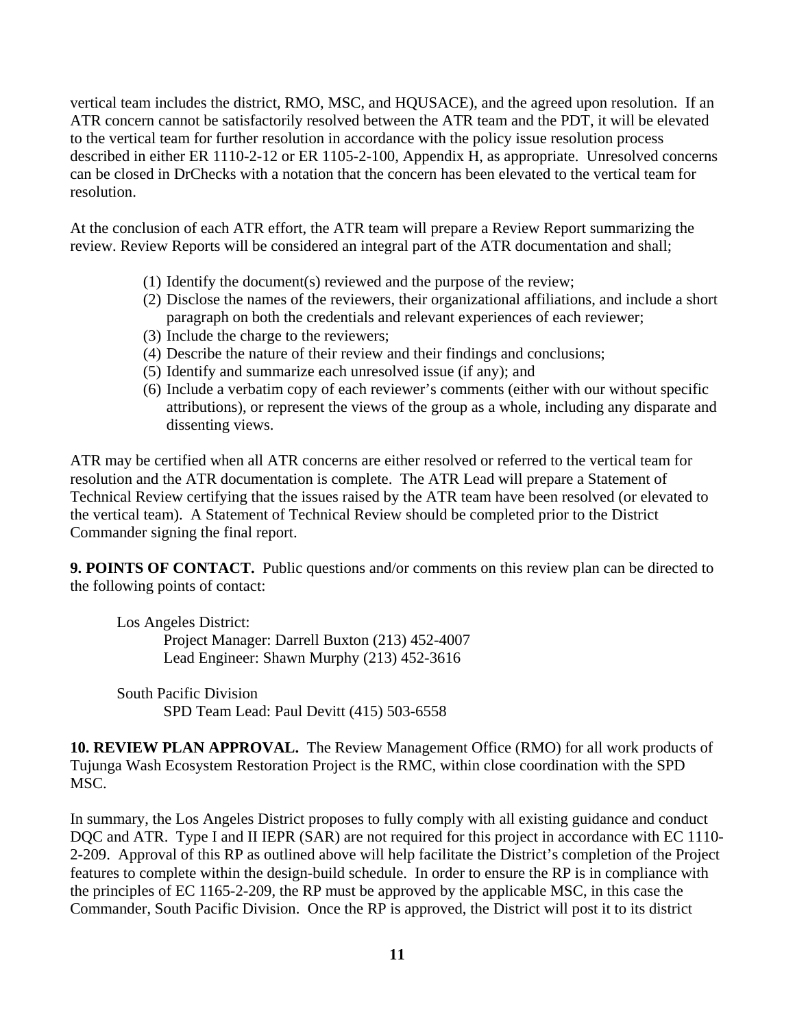vertical team includes the district, RMO, MSC, and HQUSACE), and the agreed upon resolution. If an ATR concern cannot be satisfactorily resolved between the ATR team and the PDT, it will be elevated to the vertical team for further resolution in accordance with the policy issue resolution process described in either ER 1110-2-12 or ER 1105-2-100, Appendix H, as appropriate. Unresolved concerns can be closed in DrChecks with a notation that the concern has been elevated to the vertical team for resolution.

At the conclusion of each ATR effort, the ATR team will prepare a Review Report summarizing the review. Review Reports will be considered an integral part of the ATR documentation and shall;

(1) Identify the document(s) reviewed and the purpose of the review;
(2) Disclose the names of the reviewers, their organizational affiliations, and include a short paragraph on both the credentials and relevant experiences of each reviewer;
(3) Include the charge to the reviewers;
(4) Describe the nature of their review and their findings and conclusions;
(5) Identify and summarize each unresolved issue (if any); and
(6) Include a verbatim copy of each reviewer's comments (either with our without specific attributions), or represent the views of the group as a whole, including any disparate and dissenting views.

ATR may be certified when all ATR concerns are either resolved or referred to the vertical team for resolution and the ATR documentation is complete. The ATR Lead will prepare a Statement of Technical Review certifying that the issues raised by the ATR team have been resolved (or elevated to the vertical team). A Statement of Technical Review should be completed prior to the District Commander signing the final report.

**9. POINTS OF CONTACT.** Public questions and/or comments on this review plan can be directed to the following points of contact:

Los Angeles District:
 Project Manager: Darrell Buxton (213) 452-4007
 Lead Engineer: Shawn Murphy (213) 452-3616

South Pacific Division
 SPD Team Lead: Paul Devitt (415) 503-6558

**10. REVIEW PLAN APPROVAL.** The Review Management Office (RMO) for all work products of Tujunga Wash Ecosystem Restoration Project is the RMC, within close coordination with the SPD MSC.

In summary, the Los Angeles District proposes to fully comply with all existing guidance and conduct DQC and ATR. Type I and II IEPR (SAR) are not required for this project in accordance with EC 1110-2-209. Approval of this RP as outlined above will help facilitate the District's completion of the Project features to complete within the design-build schedule. In order to ensure the RP is in compliance with the principles of EC 1165-2-209, the RP must be approved by the applicable MSC, in this case the Commander, South Pacific Division. Once the RP is approved, the District will post it to its district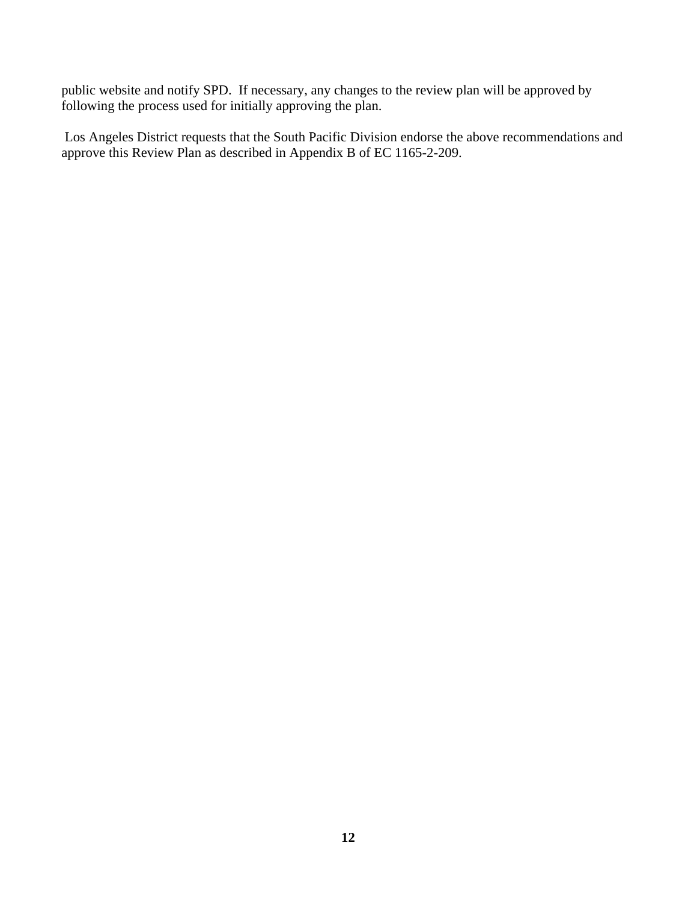public website and notify SPD.  If necessary, any changes to the review plan will be approved by following the process used for initially approving the plan.

Los Angeles District requests that the South Pacific Division endorse the above recommendations and approve this Review Plan as described in Appendix B of EC 1165-2-209.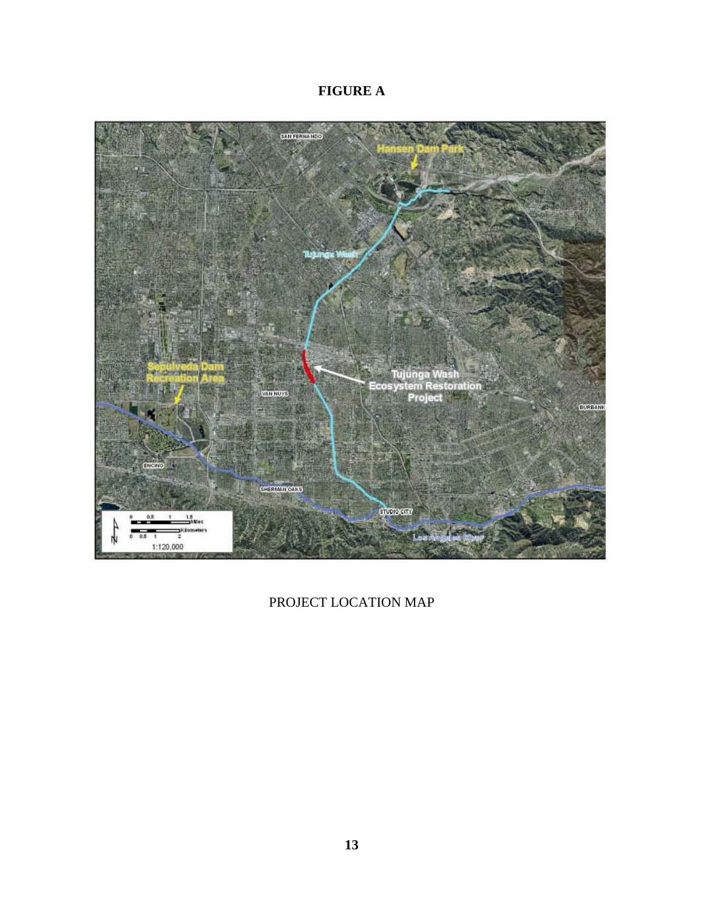**FIGURE A**

PROJECT LOCATION MAP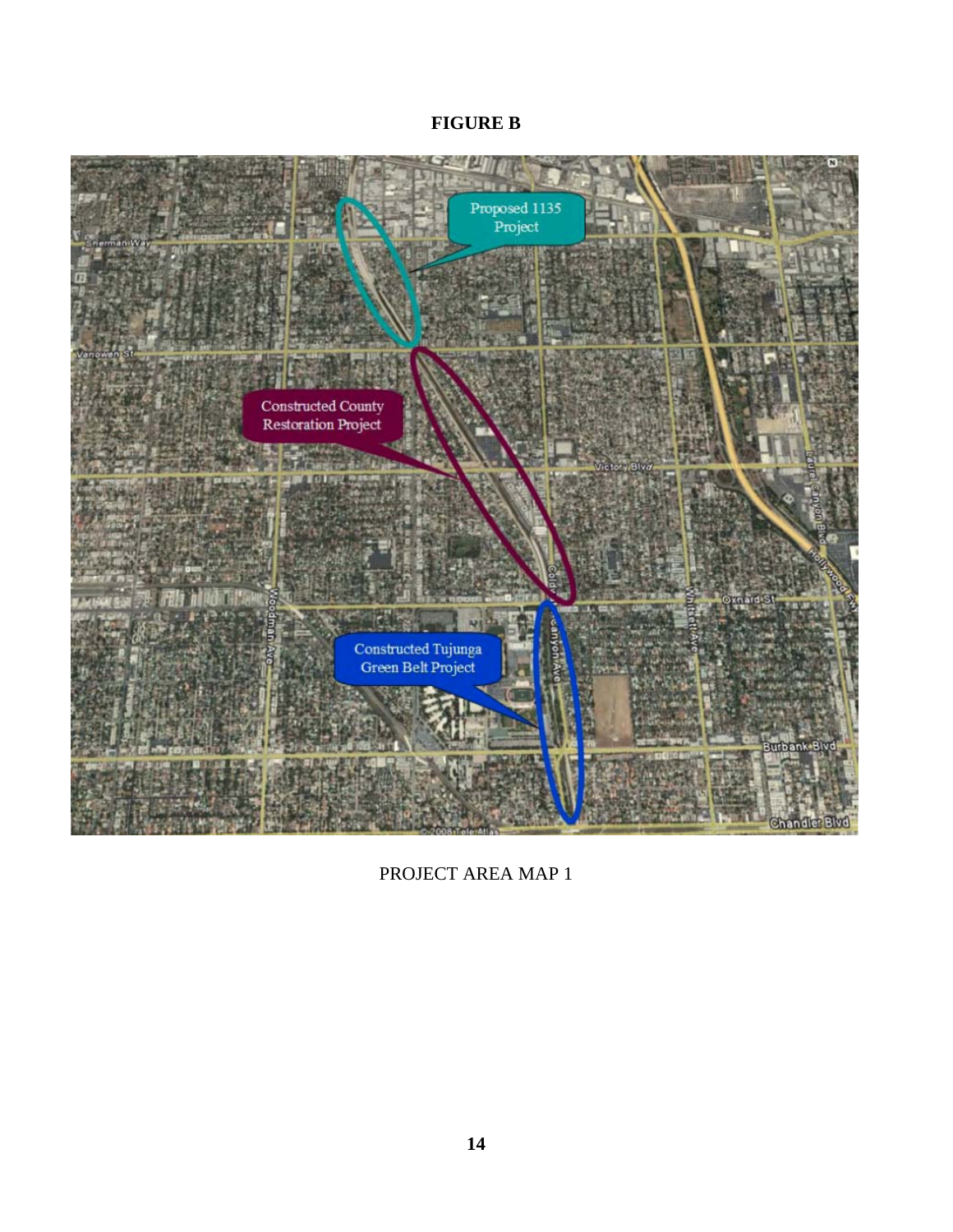**FIGURE B**

PROJECT AREA MAP 1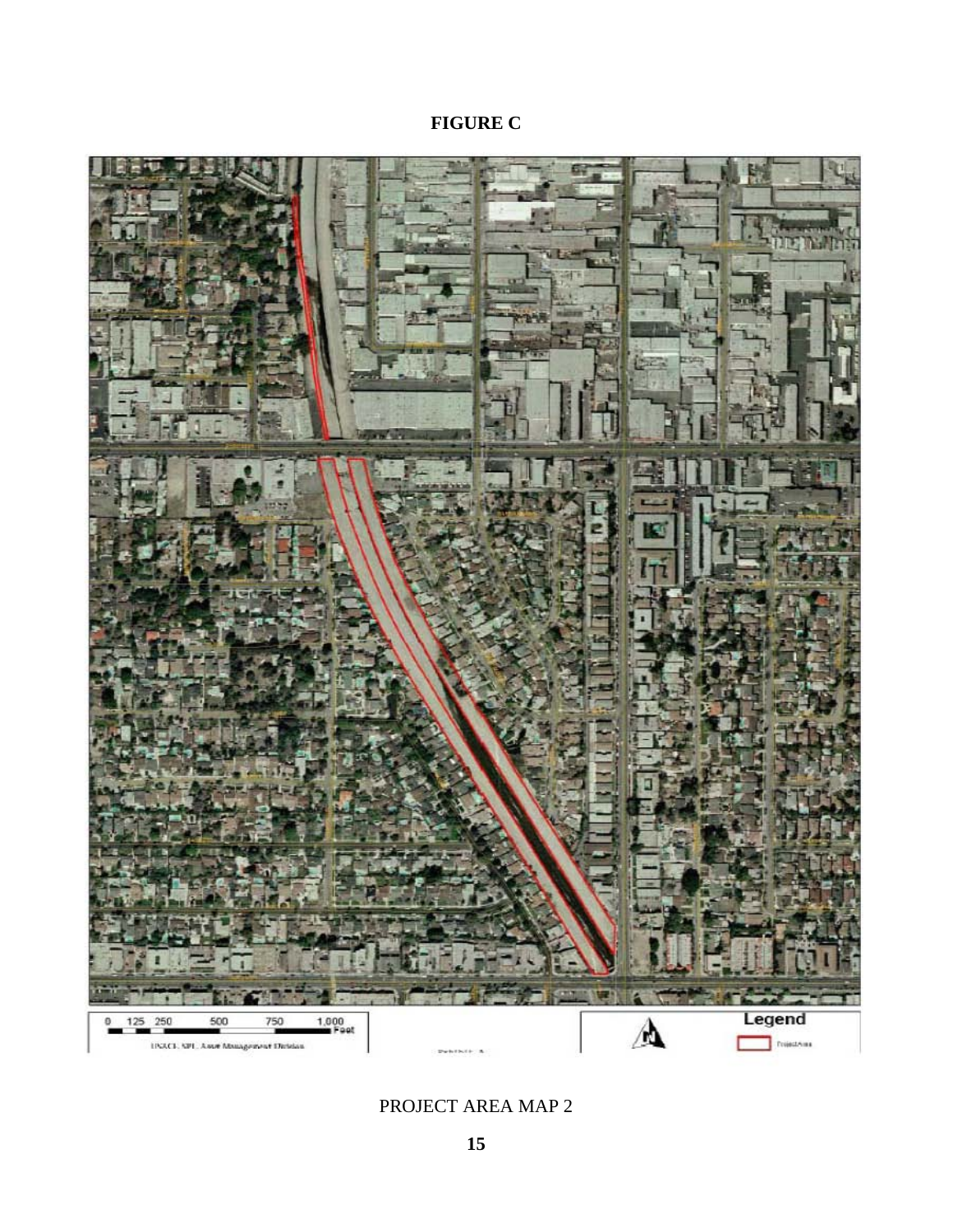**FIGURE C**

0 125 250 500 750 1,000 Feet

USACE, SPL, Asset Management Division

Legend

Project Area

PROJECT AREA MAP 2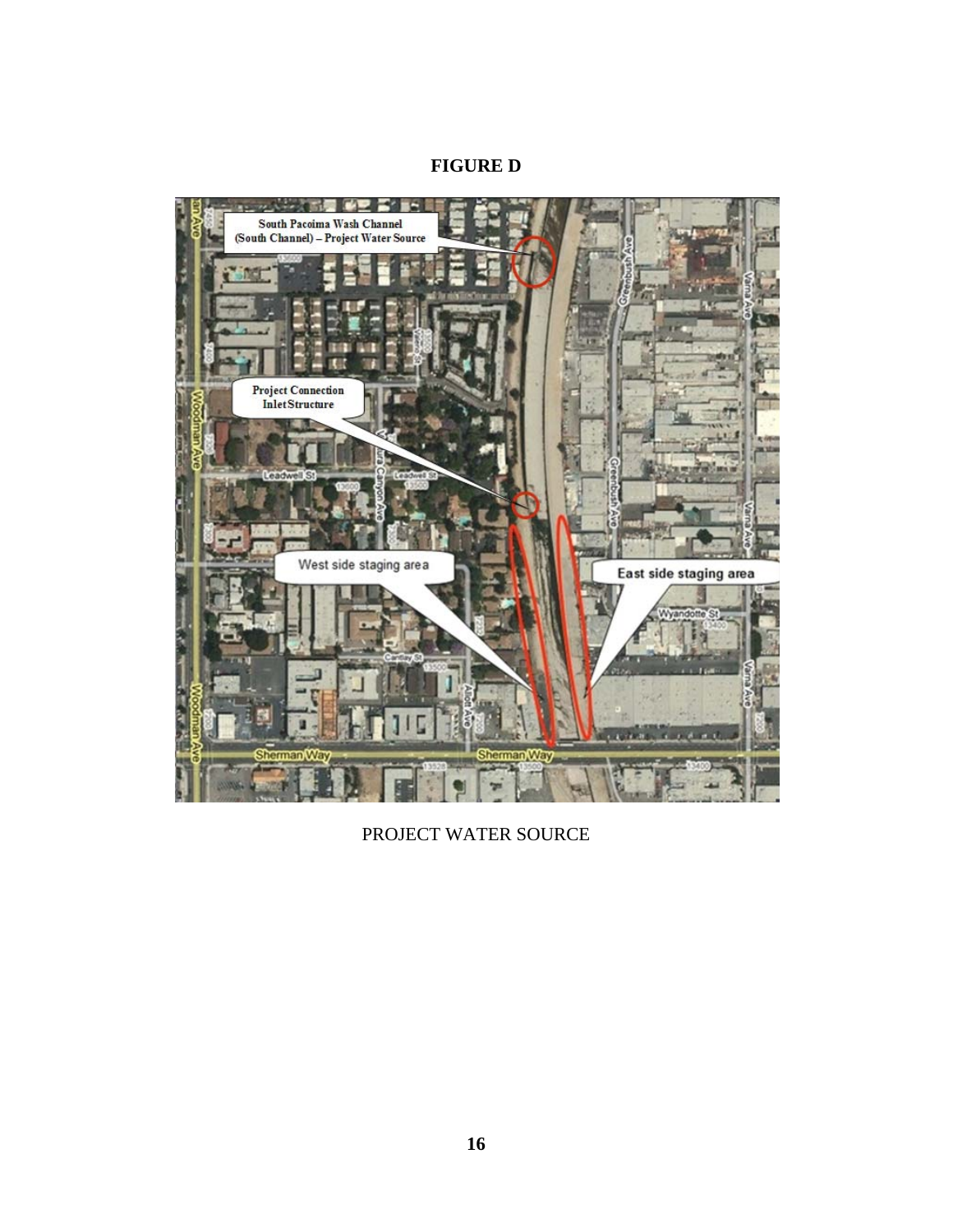**FIGURE D**

PROJECT WATER SOURCE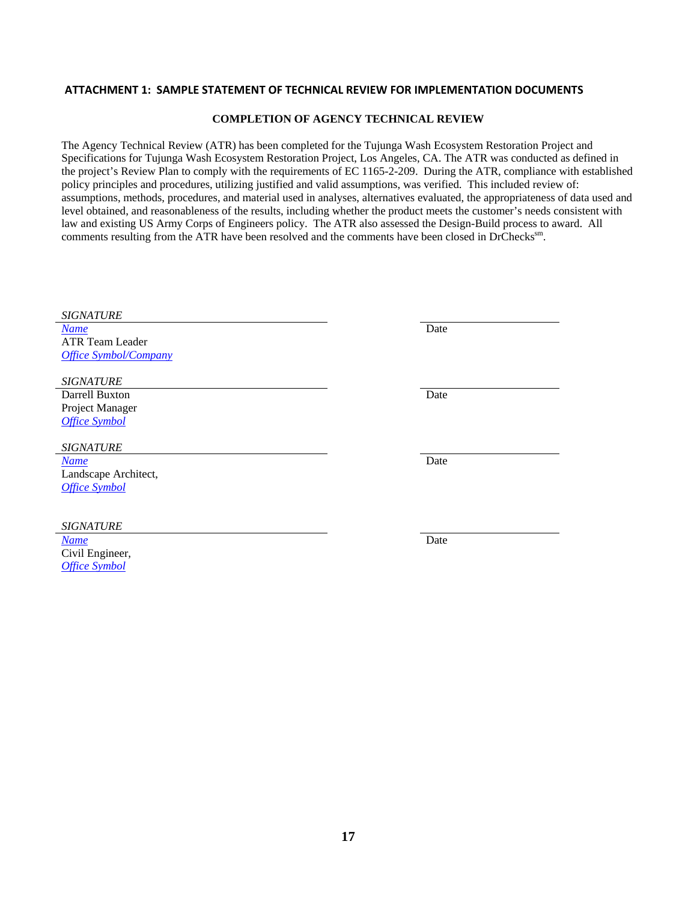## ATTACHMENT 1: SAMPLE STATEMENT OF TECHNICAL REVIEW FOR IMPLEMENTATION DOCUMENTS

### COMPLETION OF AGENCY TECHNICAL REVIEW

The Agency Technical Review (ATR) has been completed for the Tujunga Wash Ecosystem Restoration Project and Specifications for Tujunga Wash Ecosystem Restoration Project, Los Angeles, CA. The ATR was conducted as defined in the project's Review Plan to comply with the requirements of EC 1165-2-209. During the ATR, compliance with established policy principles and procedures, utilizing justified and valid assumptions, was verified. This included review of: assumptions, methods, procedures, and material used in analyses, alternatives evaluated, the appropriateness of data used and level obtained, and reasonableness of the results, including whether the product meets the customer's needs consistent with law and existing US Army Corps of Engineers policy. The ATR also assessed the Design-Build process to award. All comments resulting from the ATR have been resolved and the comments have been closed in DrChecks[sm].

*SIGNATURE* _______________________________ ____________________
*Name* Date
ATR Team Leader
*Office Symbol/Company*

*SIGNATURE* _______________________________ ____________________
Darrell Buxton Date
Project Manager
*Office Symbol*

*SIGNATURE* _______________________________ ____________________
*Name* Date
Landscape Architect,
*Office Symbol*

*SIGNATURE* _______________________________ ____________________
*Name* Date
Civil Engineer,
*Office Symbol*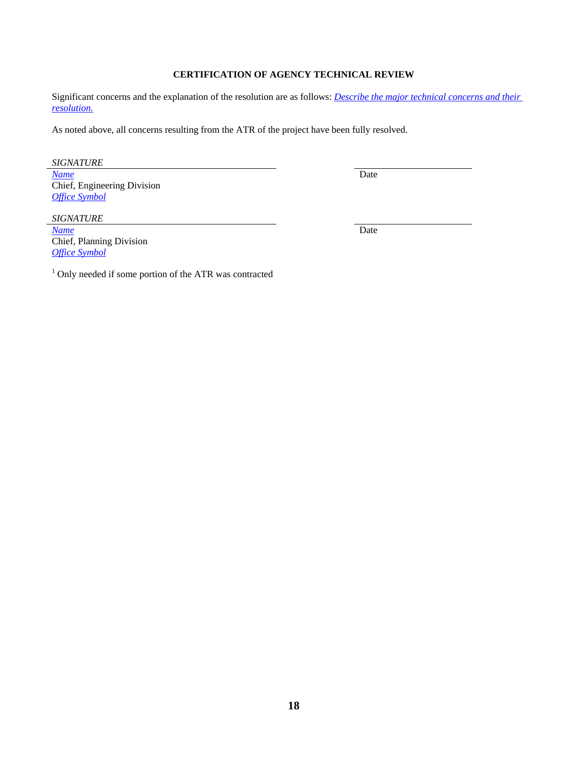**CERTIFICATION OF AGENCY TECHNICAL REVIEW**

Significant concerns and the explanation of the resolution are as follows: *Describe the major technical concerns and their resolution.*

As noted above, all concerns resulting from the ATR of the project have been fully resolved.

*SIGNATURE*
______________________________________ ____________________
*Name* Date
Chief, Engineering Division
*Office Symbol*

*SIGNATURE*
______________________________________ ____________________
*Name* Date
Chief, Planning Division
*Office Symbol*

[1] Only needed if some portion of the ATR was contracted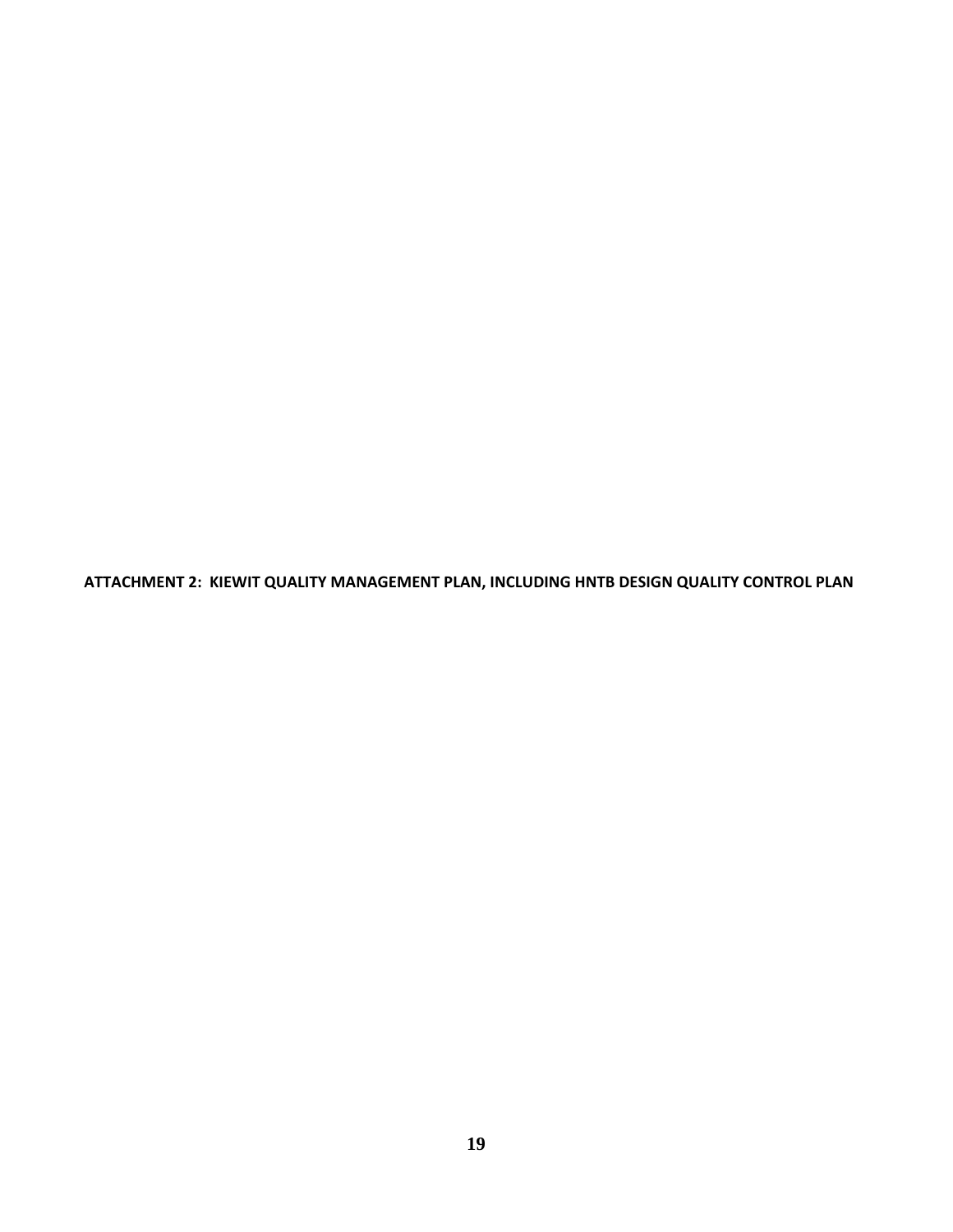**ATTACHMENT 2: KIEWIT QUALITY MANAGEMENT PLAN, INCLUDING HNTB DESIGN QUALITY CONTROL PLAN**